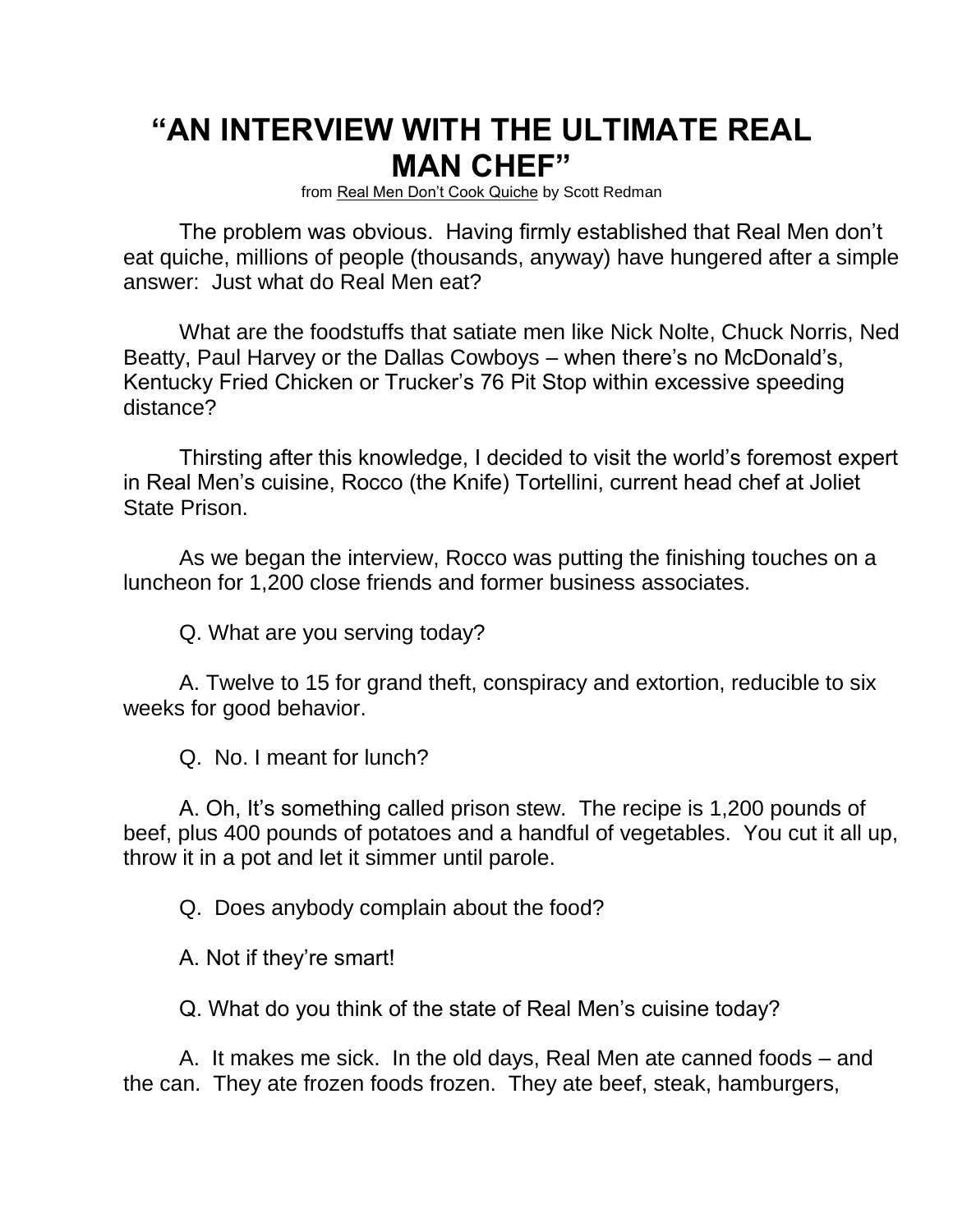# "AN INTERVIEW WITH THE ULTIMATE REAL MAN CHEF"

from Real Men Don't Cook Quiche by Scott Redman

The problem was obvious. Having firmly established that Real Men don't eat quiche, millions of people (thousands, anyway) have hungered after a simple answer: Just what do Real Men eat?

What are the foodstuffs that satiate men like Nick Nolte, Chuck Norris, Ned Beatty, Paul Harvey or the Dallas Cowboys – when there's no McDonald's, Kentucky Fried Chicken or Trucker's 76 Pit Stop within excessive speeding distance?

Thirsting after this knowledge, I decided to visit the world's foremost expert in Real Men's cuisine, Rocco (the Knife) Tortellini, current head chef at Joliet State Prison.

As we began the interview, Rocco was putting the finishing touches on a luncheon for 1,200 close friends and former business associates.

Q. What are you serving today?

A. Twelve to 15 for grand theft, conspiracy and extortion, reducible to six weeks for good behavior.

Q. No. I meant for lunch?

A. Oh, It's something called prison stew. The recipe is 1,200 pounds of beef, plus 400 pounds of potatoes and a handful of vegetables. You cut it all up, throw it in a pot and let it simmer until parole.

Q. Does anybody complain about the food?

A. Not if they're smart!

Q. What do you think of the state of Real Men's cuisine today?

A. It makes me sick. In the old days, Real Men ate canned foods – and the can. They ate frozen foods frozen. They ate beef, steak, hamburgers,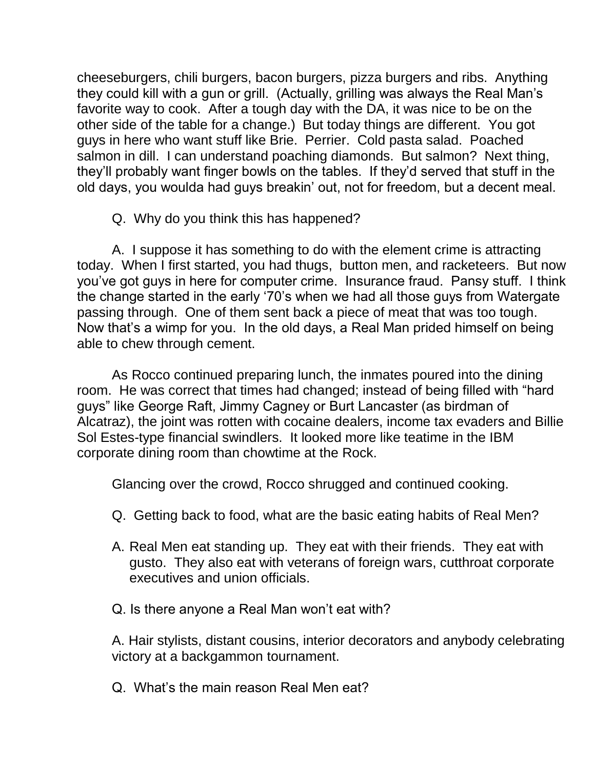cheeseburgers, chili burgers, bacon burgers, pizza burgers and ribs. Anything they could kill with a gun or grill. (Actually, grilling was always the Real Man's favorite way to cook. After a tough day with the DA, it was nice to be on the other side of the table for a change.) But today things are different. You got guys in here who want stuff like Brie. Perrier. Cold pasta salad. Poached salmon in dill. I can understand poaching diamonds. But salmon? Next thing, they'll probably want finger bowls on the tables. If they'd served that stuff in the old days, you woulda had guys breakin' out, not for freedom, but a decent meal.

Q. Why do you think this has happened?

A. I suppose it has something to do with the element crime is attracting today. When I first started, you had thugs, button men, and racketeers. But now you've got guys in here for computer crime. Insurance fraud. Pansy stuff. I think the change started in the early '70's when we had all those guys from Watergate passing through. One of them sent back a piece of meat that was too tough. Now that's a wimp for you. In the old days, a Real Man prided himself on being able to chew through cement.

As Rocco continued preparing lunch, the inmates poured into the dining room. He was correct that times had changed; instead of being filled with "hard guys" like George Raft, Jimmy Cagney or Burt Lancaster (as birdman of Alcatraz), the joint was rotten with cocaine dealers, income tax evaders and Billie Sol Estes-type financial swindlers. It looked more like teatime in the IBM corporate dining room than chowtime at the Rock.

Glancing over the crowd, Rocco shrugged and continued cooking.

Q. Getting back to food, what are the basic eating habits of Real Men?

A. Real Men eat standing up. They eat with their friends. They eat with gusto. They also eat with veterans of foreign wars, cutthroat corporate executives and union officials.

Q. Is there anyone a Real Man won't eat with?

A. Hair stylists, distant cousins, interior decorators and anybody celebrating victory at a backgammon tournament.

Q. What's the main reason Real Men eat?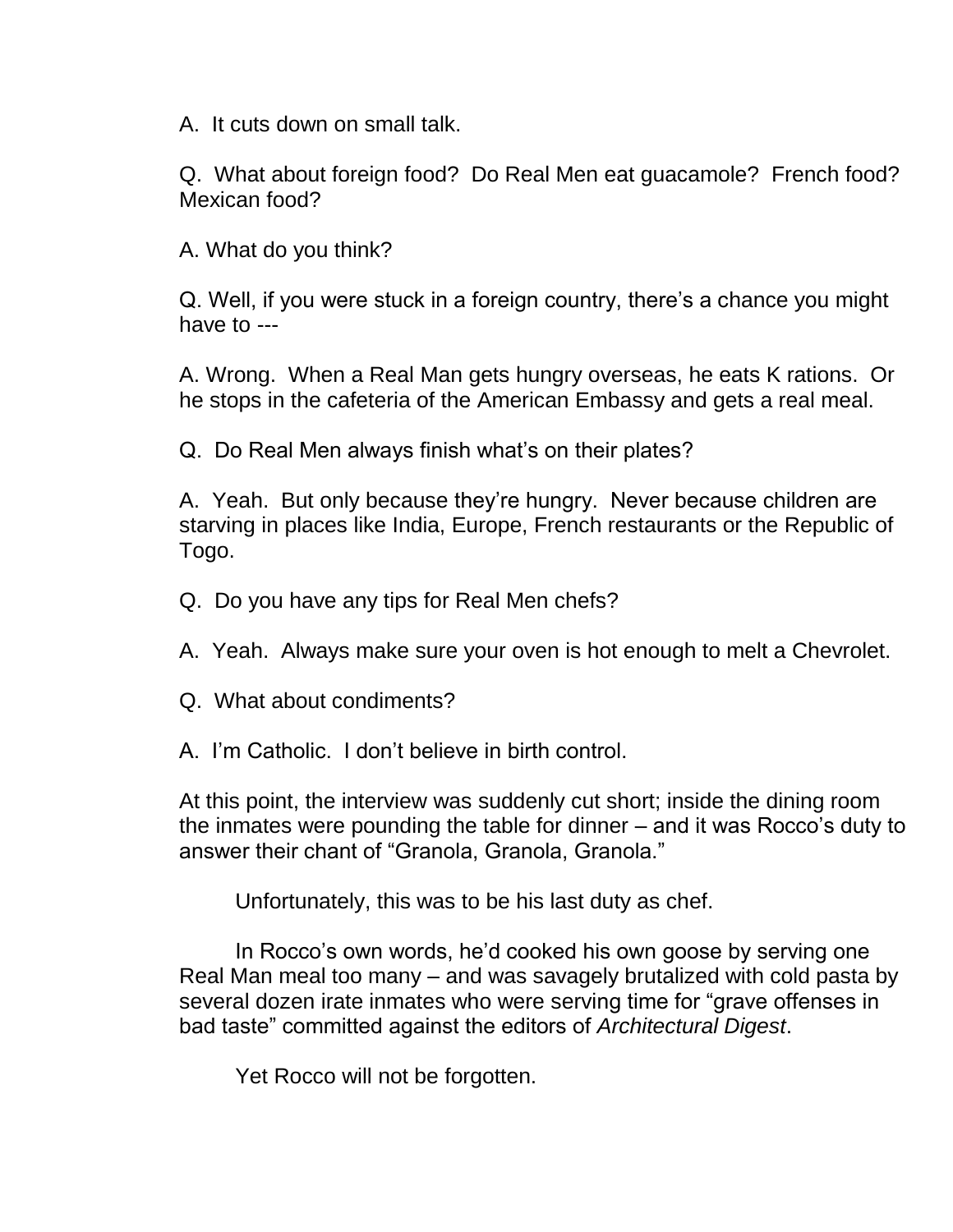A. It cuts down on small talk.

Q. What about foreign food? Do Real Men eat guacamole? French food? Mexican food?

A. What do you think?

Q. Well, if you were stuck in a foreign country, there's a chance you might have to ---

A. Wrong. When a Real Man gets hungry overseas, he eats K rations. Or he stops in the cafeteria of the American Embassy and gets a real meal.

Q. Do Real Men always finish what's on their plates?

A. Yeah. But only because they're hungry. Never because children are starving in places like India, Europe, French restaurants or the Republic of Togo.

Q. Do you have any tips for Real Men chefs?

A. Yeah. Always make sure your oven is hot enough to melt a Chevrolet.

Q. What about condiments?

A. I'm Catholic. I don't believe in birth control.

At this point, the interview was suddenly cut short; inside the dining room the inmates were pounding the table for dinner – and it was Rocco's duty to answer their chant of "Granola, Granola, Granola."

Unfortunately, this was to be his last duty as chef.

In Rocco's own words, he'd cooked his own goose by serving one Real Man meal too many – and was savagely brutalized with cold pasta by several dozen irate inmates who were serving time for "grave offenses in bad taste" committed against the editors of *Architectural Digest*.

Yet Rocco will not be forgotten.